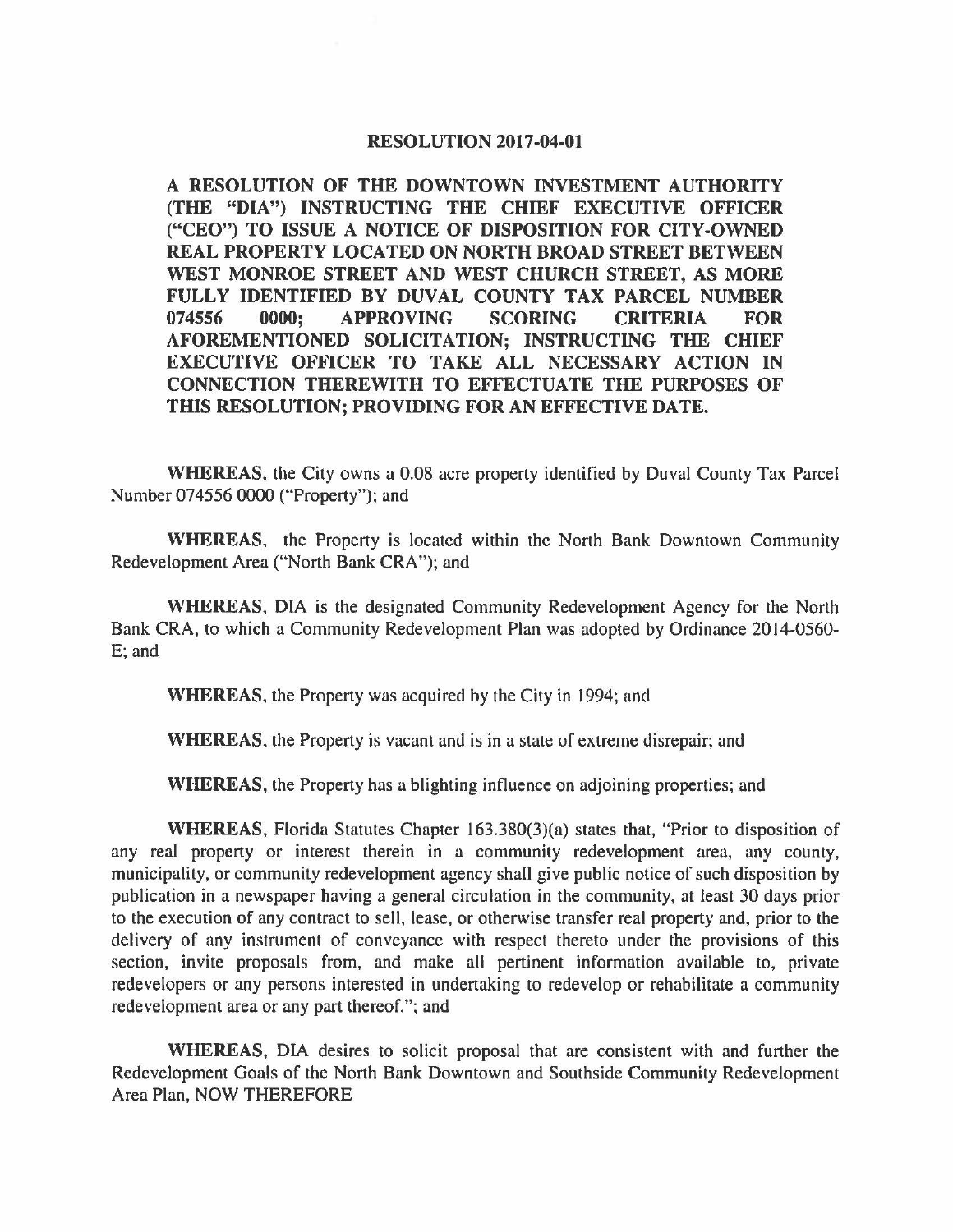# RESOLUTION 2017-04-01

**A RESOLUTION OF THE DOWNTOWN INVESTMENT AUTHORITY (THE "DIA") INSTRUCTING THE CHIEF EXECUTIVE OFFICER ("CEO") TO ISSUE A NOTICE OF DISPOSITION FOR CITY-OWNED REAL PROPERTY LOCATED ON NORTH BROAD STREET BETWEEN WEST MONROE STREET AND WEST CHURCH STREET, AS MORE FULLY IDENTIFIED BY DUVAL COUNTY TAX PARCEL NUMBER 074556 0000; APPROVING SCORING CRITERIA FOR AFOREMENTIONED SOLICITATION; INSTRUCTING THE CHIEF EXECUTIVE OFFICER TO TAKE ALL NECESSARY ACTION IN CONNECTION THEREWITH TO EFFECTUATE THE PURPOSES OF THIS RESOLUTION; PROVIDING FOR AN EFFECTIVE DATE.**

**WHEREAS**, the City owns a 0.08 acre property identified by Duval County Tax Parcel Number 074556 0000 ("Property"); and

**WHEREAS**, the Property is located within the North Bank Downtown Community Redevelopment Area ("North Bank CRA"); and

**WHEREAS**, DIA is the designated Community Redevelopment Agency for the North Bank CRA, to which a Community Redevelopment Plan was adopted by Ordinance 2014-0560-E; and

**WHEREAS**, the Property was acquired by the City in 1994; and

**WHEREAS**, the Property is vacant and is in a state of extreme disrepair; and

**WHEREAS**, the Property has a blighting influence on adjoining properties; and

**WHEREAS**, Florida Statutes Chapter 163.380(3)(a) states that, "Prior to disposition of any real property or interest therein in a community redevelopment area, any county, municipality, or community redevelopment agency shall give public notice of such disposition by publication in a newspaper having a general circulation in the community, at least 30 days prior to the execution of any contract to sell, lease, or otherwise transfer real property and, prior to the delivery of any instrument of conveyance with respect thereto under the provisions of this section, invite proposals from, and make all pertinent information available to, private redevelopers or any persons interested in undertaking to redevelop or rehabilitate a community redevelopment area or any part thereof."; and

**WHEREAS**, DIA desires to solicit proposal that are consistent with and further the Redevelopment Goals of the North Bank Downtown and Southside Community Redevelopment Area Plan, NOW THEREFORE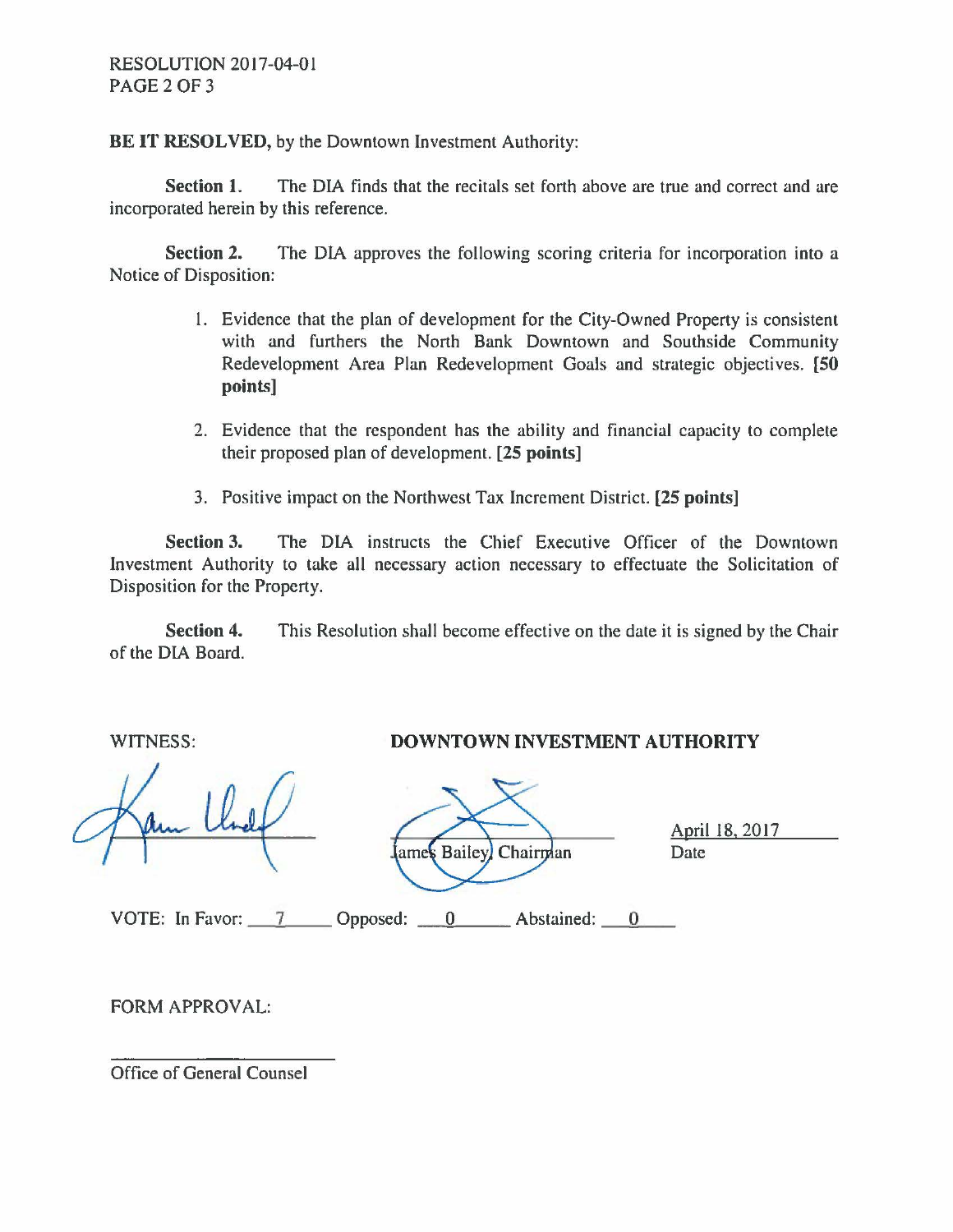**BE IT RESOLVED,** by the Downtown Investment Authority:

**Section 1.** The DIA finds that the recitals set forth above are true and correct and are incorporated herein by this reference.

**Section 2.** The DIA approves the following scoring criteria for incorporation into a Notice of Disposition:

1. Evidence that the plan of development for the City-Owned Property is consistent with and furthers the North Bank Downtown and Southside Community Redevelopment Area Plan Redevelopment Goals and strategic objectives. **[50 points]**

2. Evidence that the respondent has the ability and financial capacity to complete their proposed plan of development. **[25 points]**

3. Positive impact on the Northwest Tax Increment District. **[25 points]**

**Section 3.** The DIA instructs the Chief Executive Officer of the Downtown Investment Authority to take all necessary action necessary to effectuate the Solicitation of Disposition for the Property.

**Section 4.** This Resolution shall become effective on the date it is signed by the Chair of the DIA Board.

WITNESS:

**DOWNTOWN INVESTMENT AUTHORITY**

James Bailey, Chairman

April 18, 2017
Date

VOTE: In Favor: 7 Opposed: 0 Abstained: 0

FORM APPROVAL:

Office of General Counsel